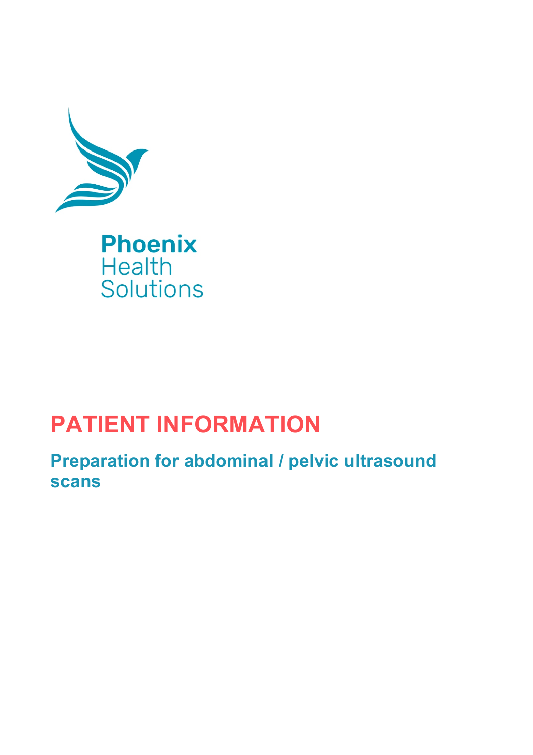Phoenix
Health
Solutions

# PATIENT INFORMATION

## Preparation for abdominal / pelvic ultrasound scans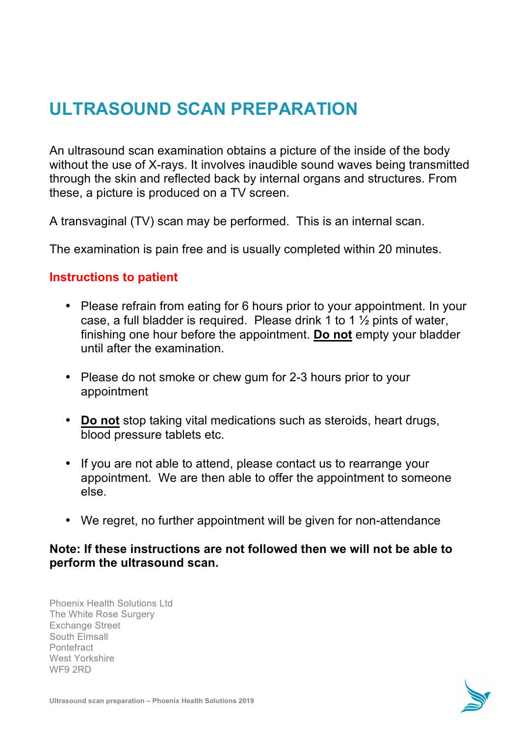# ULTRASOUND SCAN PREPARATION

An ultrasound scan examination obtains a picture of the inside of the body without the use of X-rays. It involves inaudible sound waves being transmitted through the skin and reflected back by internal organs and structures. From these, a picture is produced on a TV screen.

A transvaginal (TV) scan may be performed. This is an internal scan.

The examination is pain free and is usually completed within 20 minutes.

## Instructions to patient

- Please refrain from eating for 6 hours prior to your appointment. In your case, a full bladder is required. Please drink 1 to 1 ½ pints of water, finishing one hour before the appointment. **Do not** empty your bladder until after the examination.
- Please do not smoke or chew gum for 2-3 hours prior to your appointment
- **Do not** stop taking vital medications such as steroids, heart drugs, blood pressure tablets etc.
- If you are not able to attend, please contact us to rearrange your appointment. We are then able to offer the appointment to someone else.
- We regret, no further appointment will be given for non-attendance

**Note: If these instructions are not followed then we will not be able to perform the ultrasound scan.**

Phoenix Health Solutions Ltd
The White Rose Surgery
Exchange Street
South Elmsall
Pontefract
West Yorkshire
WF9 2RD